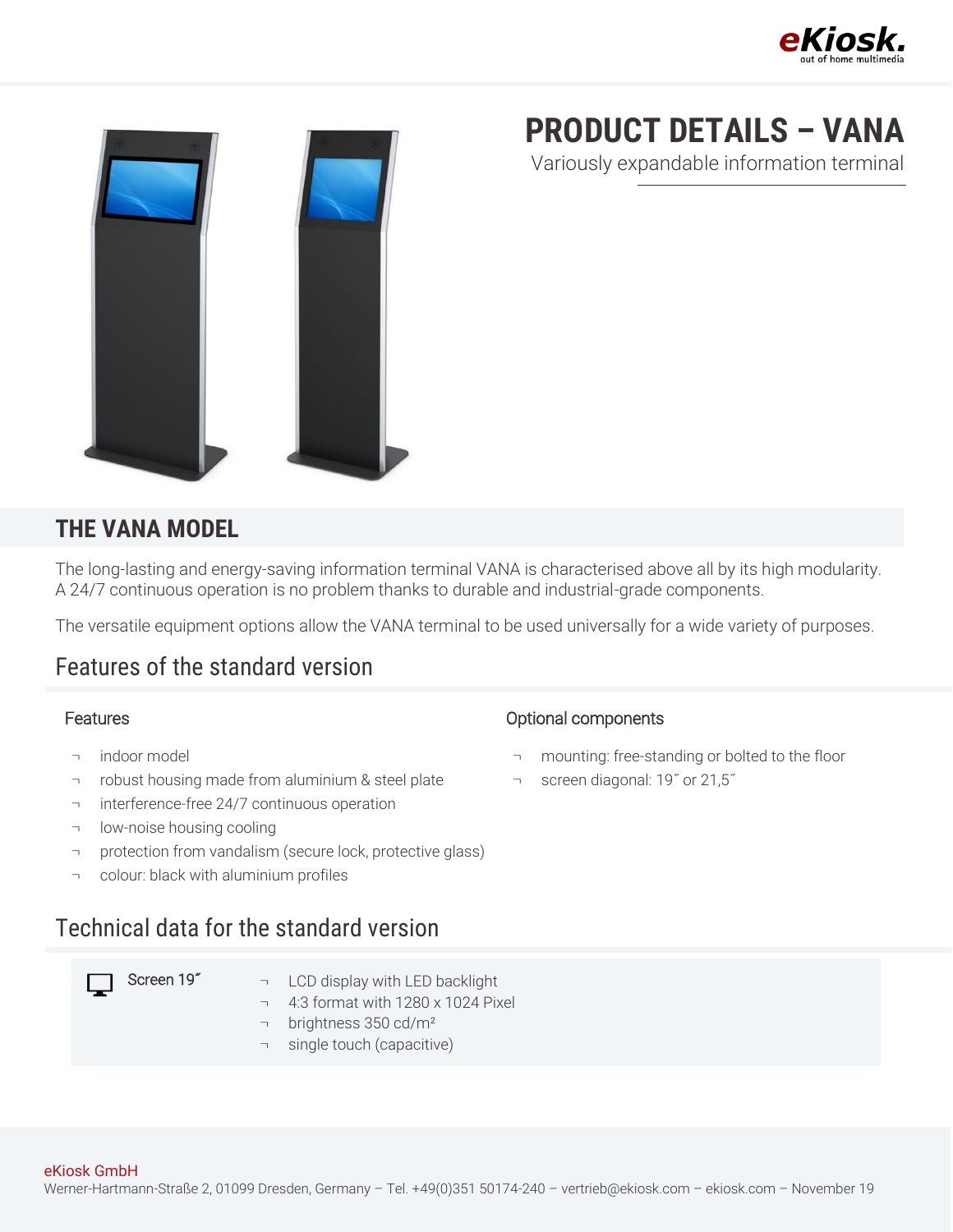# PRODUCT DETAILS – VANA

Variously expandable information terminal

## THE VANA MODEL

The long-lasting and energy-saving information terminal VANA is characterised above all by its high modularity. A 24/7 continuous operation is no problem thanks to durable and industrial-grade components.

The versatile equipment options allow the VANA terminal to be used universally for a wide variety of purposes.

## Features of the standard version

### Features

- indoor model
- robust housing made from aluminium & steel plate
- interference-free 24/7 continuous operation
- low-noise housing cooling
- protection from vandalism (secure lock, protective glass)
- colour: black with aluminium profiles

### Optional components

- mounting: free-standing or bolted to the floor
- screen diagonal: 19˝ or 21,5˝

## Technical data for the standard version

**Screen 19˝**

- LCD display with LED backlight
- 4:3 format with 1280 x 1024 Pixel
- brightness 350 cd/m²
- single touch (capacitive)

eKiosk GmbH
Werner-Hartmann-Straße 2, 01099 Dresden, Germany – Tel. +49(0)351 50174-240 – vertrieb@ekiosk.com – ekiosk.com – November 19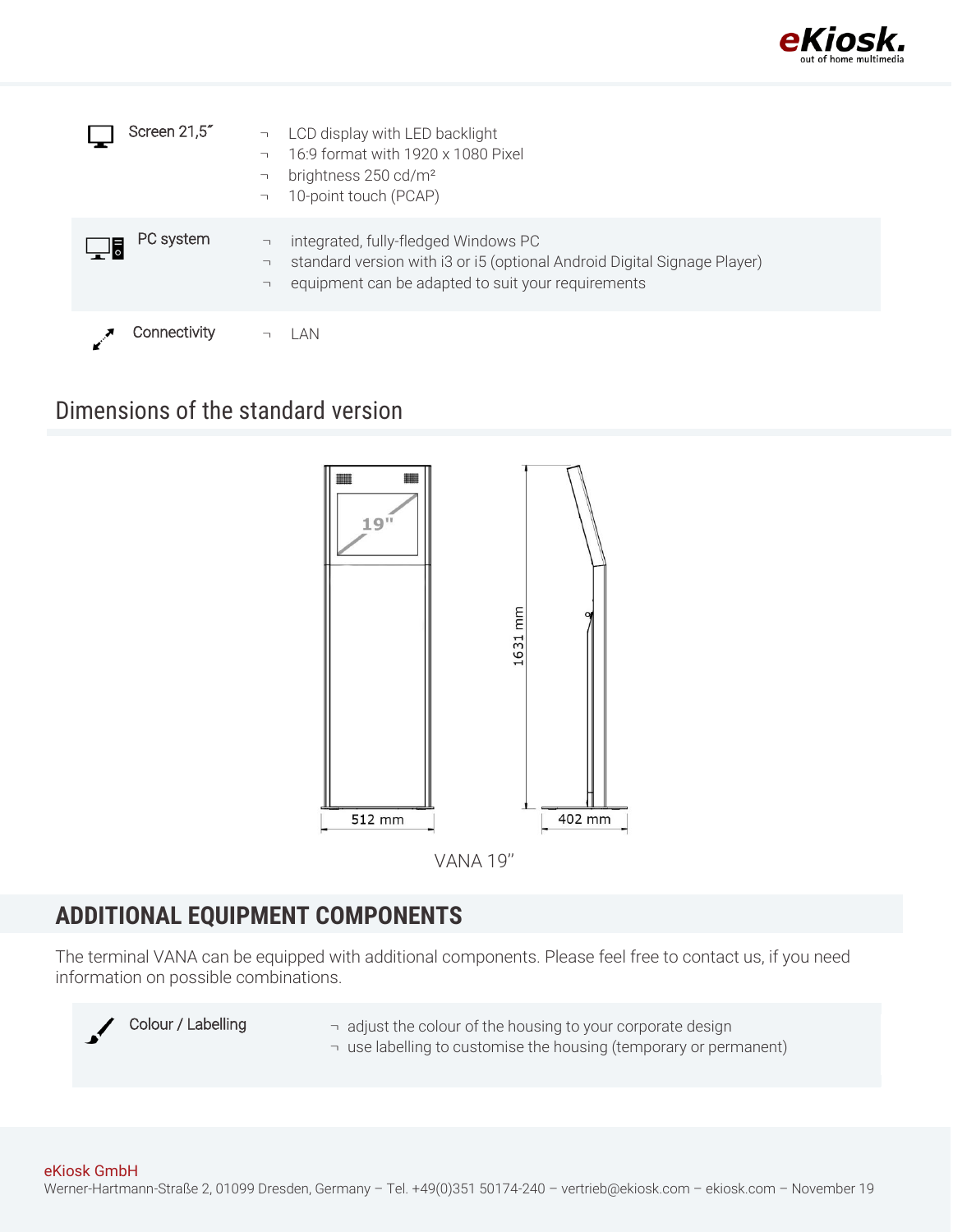| | |
|---|---|
| Screen 21,5″ | ¬ LCD display with LED backlight<br>¬ 16:9 format with 1920 x 1080 Pixel<br>¬ brightness 250 cd/m²<br>¬ 10-point touch (PCAP) |
| PC system | ¬ integrated, fully-fledged Windows PC<br>¬ standard version with i3 or i5 (optional Android Digital Signage Player)<br>¬ equipment can be adapted to suit your requirements |
| Connectivity | ¬ LAN |

## Dimensions of the standard version

19"

1631 mm

512 mm

402 mm

VANA 19"

## ADDITIONAL EQUIPMENT COMPONENTS

The terminal VANA can be equipped with additional components. Please feel free to contact us, if you need information on possible combinations.

| | |
|---|---|
| Colour / Labelling | ¬ adjust the colour of the housing to your corporate design<br>¬ use labelling to customise the housing (temporary or permanent) |

eKiosk GmbH
Werner-Hartmann-Straße 2, 01099 Dresden, Germany – Tel. +49(0)351 50174-240 – vertrieb@ekiosk.com – ekiosk.com – November 19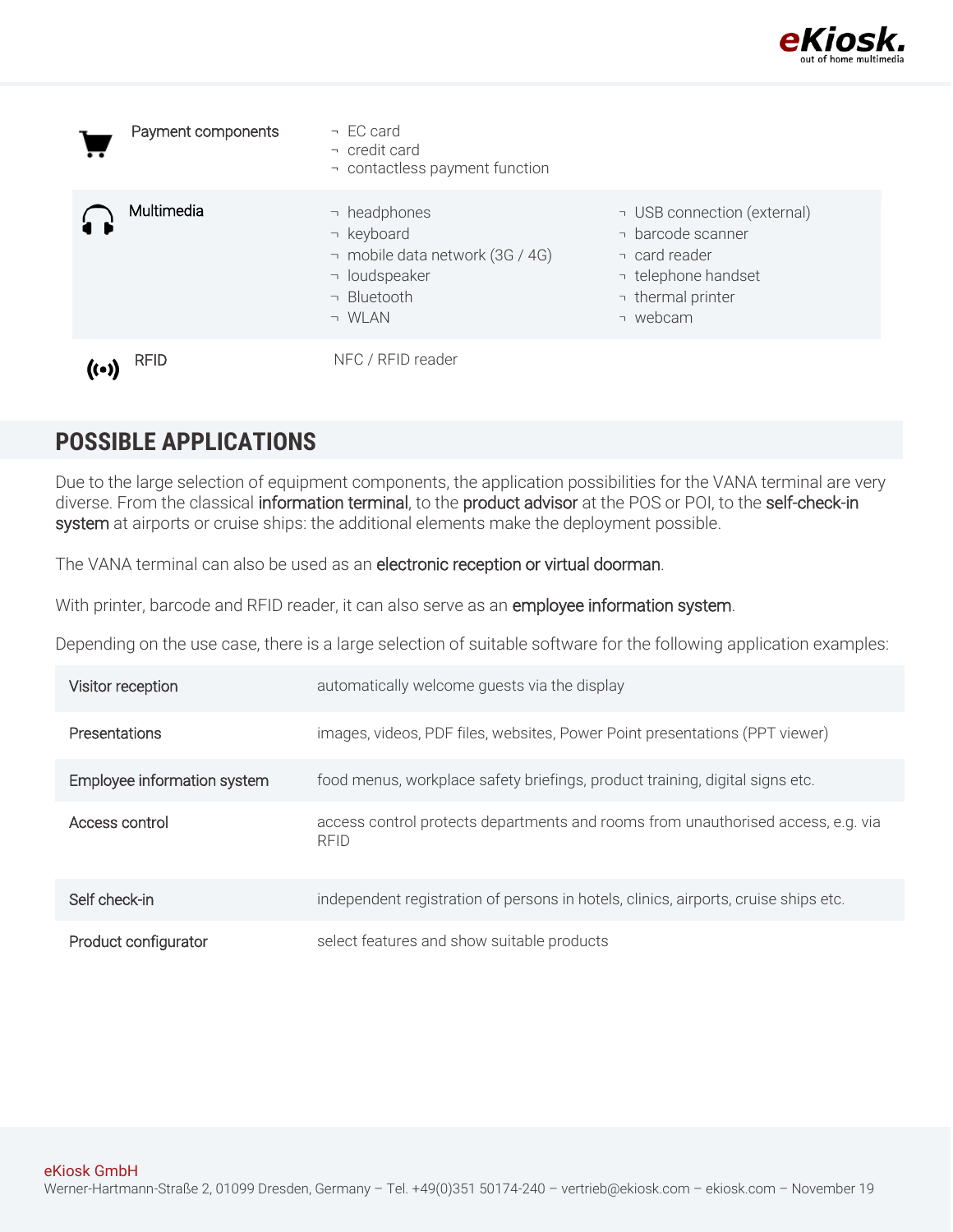| | | |
|---|---|---|
| Payment components | ¬ EC card<br>¬ credit card<br>¬ contactless payment function | |
| Multimedia | ¬ headphones<br>¬ keyboard<br>¬ mobile data network (3G / 4G)<br>¬ loudspeaker<br>¬ Bluetooth<br>¬ WLAN | ¬ USB connection (external)<br>¬ barcode scanner<br>¬ card reader<br>¬ telephone handset<br>¬ thermal printer<br>¬ webcam |
| RFID | NFC / RFID reader | |

## POSSIBLE APPLICATIONS

Due to the large selection of equipment components, the application possibilities for the VANA terminal are very diverse. From the classical information terminal, to the product advisor at the POS or POI, to the self-check-in system at airports or cruise ships: the additional elements make the deployment possible.

The VANA terminal can also be used as an electronic reception or virtual doorman.

With printer, barcode and RFID reader, it can also serve as an employee information system.

Depending on the use case, there is a large selection of suitable software for the following application examples:

| | |
|---|---|
| Visitor reception | automatically welcome guests via the display |
| Presentations | images, videos, PDF files, websites, Power Point presentations (PPT viewer) |
| Employee information system | food menus, workplace safety briefings, product training, digital signs etc. |
| Access control | access control protects departments and rooms from unauthorised access, e.g. via RFID |
| Self check-in | independent registration of persons in hotels, clinics, airports, cruise ships etc. |
| Product configurator | select features and show suitable products |

eKiosk GmbH
Werner-Hartmann-Straße 2, 01099 Dresden, Germany – Tel. +49(0)351 50174-240 – vertrieb@ekiosk.com – ekiosk.com – November 19